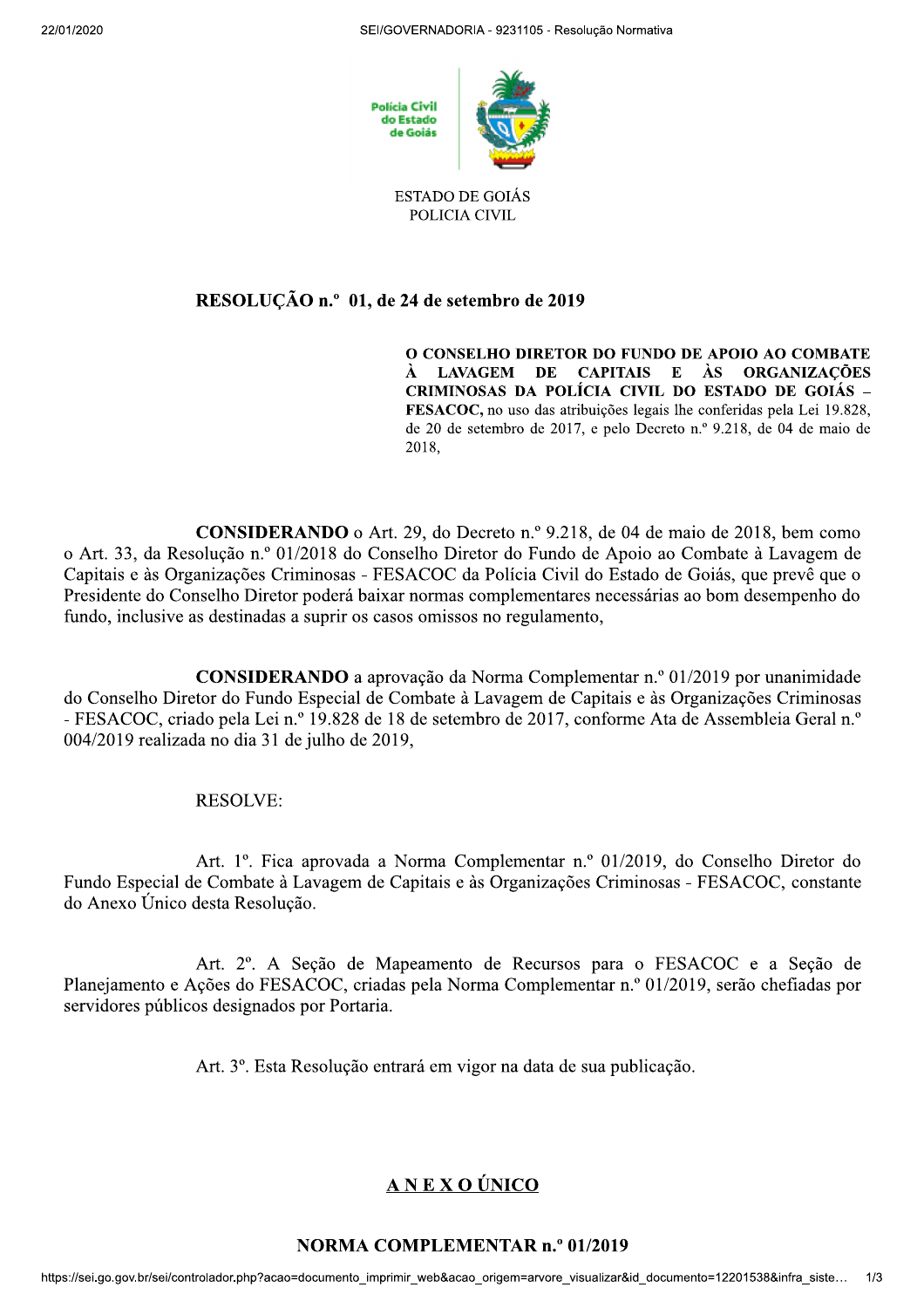ESTADO DE GOIÁS
POLICIA CIVIL

## RESOLUÇÃO n.º 01, de 24 de setembro de 2019

**O CONSELHO DIRETOR DO FUNDO DE APOIO AO COMBATE À LAVAGEM DE CAPITAIS E ÀS ORGANIZAÇÕES CRIMINOSAS DA POLÍCIA CIVIL DO ESTADO DE GOIÁS – FESACOC,** no uso das atribuições legais lhe conferidas pela Lei 19.828, de 20 de setembro de 2017, e pelo Decreto n.º 9.218, de 04 de maio de 2018,

**CONSIDERANDO** o Art. 29, do Decreto n.º 9.218, de 04 de maio de 2018, bem como o Art. 33, da Resolução n.º 01/2018 do Conselho Diretor do Fundo de Apoio ao Combate à Lavagem de Capitais e às Organizações Criminosas - FESACOC da Polícia Civil do Estado de Goiás, que prevê que o Presidente do Conselho Diretor poderá baixar normas complementares necessárias ao bom desempenho do fundo, inclusive as destinadas a suprir os casos omissos no regulamento,

**CONSIDERANDO** a aprovação da Norma Complementar n.º 01/2019 por unanimidade do Conselho Diretor do Fundo Especial de Combate à Lavagem de Capitais e às Organizações Criminosas - FESACOC, criado pela Lei n.º 19.828 de 18 de setembro de 2017, conforme Ata de Assembleia Geral n.º 004/2019 realizada no dia 31 de julho de 2019,

RESOLVE:

Art. 1º. Fica aprovada a Norma Complementar n.º 01/2019, do Conselho Diretor do Fundo Especial de Combate à Lavagem de Capitais e às Organizações Criminosas - FESACOC, constante do Anexo Único desta Resolução.

Art. 2º. A Seção de Mapeamento de Recursos para o FESACOC e a Seção de Planejamento e Ações do FESACOC, criadas pela Norma Complementar n.º 01/2019, serão chefiadas por servidores públicos designados por Portaria.

Art. 3º. Esta Resolução entrará em vigor na data de sua publicação.

## ANEXO ÚNICO

## NORMA COMPLEMENTAR n.º 01/2019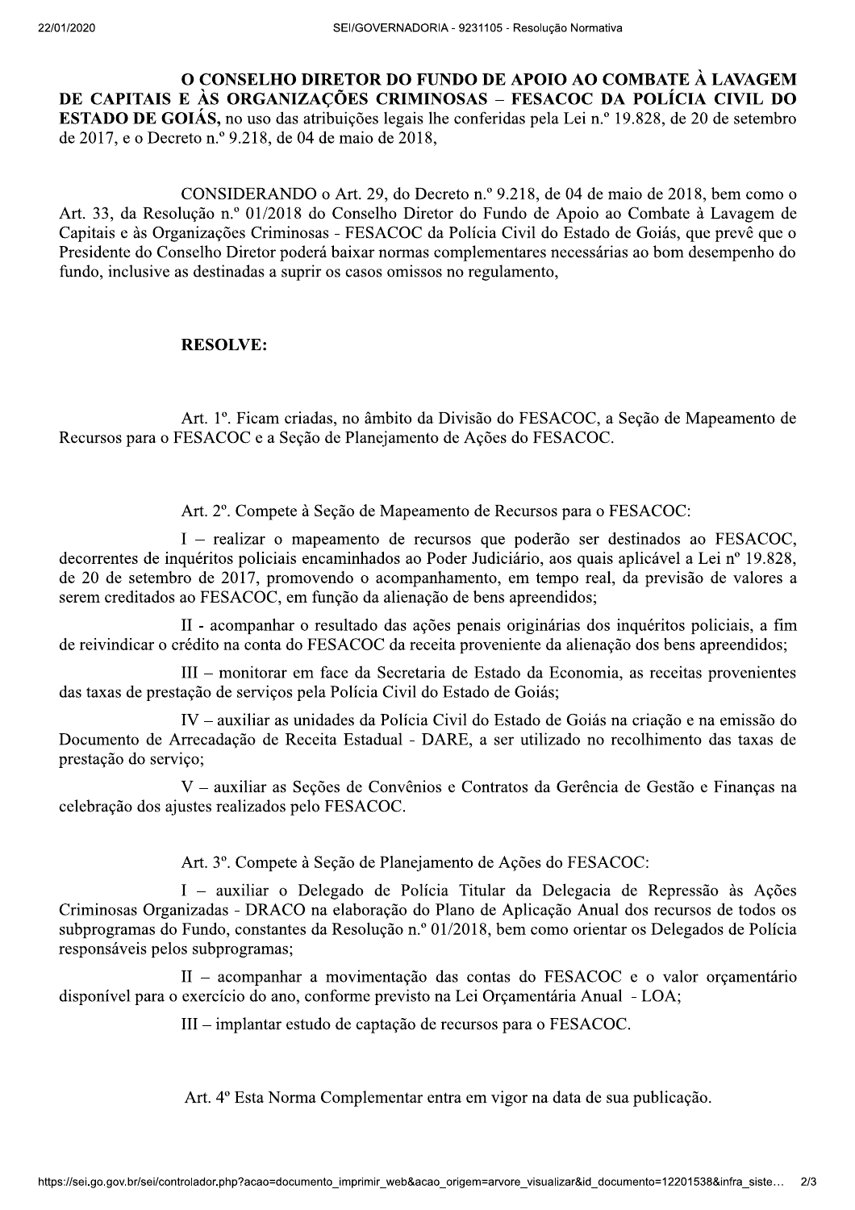**O CONSELHO DIRETOR DO FUNDO DE APOIO AO COMBATE À LAVAGEM DE CAPITAIS E ÀS ORGANIZAÇÕES CRIMINOSAS – FESACOC DA POLÍCIA CIVIL DO ESTADO DE GOIÁS,** no uso das atribuições legais lhe conferidas pela Lei n.º 19.828, de 20 de setembro de 2017, e o Decreto n.º 9.218, de 04 de maio de 2018,

CONSIDERANDO o Art. 29, do Decreto n.º 9.218, de 04 de maio de 2018, bem como o Art. 33, da Resolução n.º 01/2018 do Conselho Diretor do Fundo de Apoio ao Combate à Lavagem de Capitais e às Organizações Criminosas - FESACOC da Polícia Civil do Estado de Goiás, que prevê que o Presidente do Conselho Diretor poderá baixar normas complementares necessárias ao bom desempenho do fundo, inclusive as destinadas a suprir os casos omissos no regulamento,

**RESOLVE:**

Art. 1º. Ficam criadas, no âmbito da Divisão do FESACOC, a Seção de Mapeamento de Recursos para o FESACOC e a Seção de Planejamento de Ações do FESACOC.

Art. 2º. Compete à Seção de Mapeamento de Recursos para o FESACOC:

I – realizar o mapeamento de recursos que poderão ser destinados ao FESACOC, decorrentes de inquéritos policiais encaminhados ao Poder Judiciário, aos quais aplicável a Lei nº 19.828, de 20 de setembro de 2017, promovendo o acompanhamento, em tempo real, da previsão de valores a serem creditados ao FESACOC, em função da alienação de bens apreendidos;

II - acompanhar o resultado das ações penais originárias dos inquéritos policiais, a fim de reivindicar o crédito na conta do FESACOC da receita proveniente da alienação dos bens apreendidos;

III – monitorar em face da Secretaria de Estado da Economia, as receitas provenientes das taxas de prestação de serviços pela Polícia Civil do Estado de Goiás;

IV – auxiliar as unidades da Polícia Civil do Estado de Goiás na criação e na emissão do Documento de Arrecadação de Receita Estadual - DARE, a ser utilizado no recolhimento das taxas de prestação do serviço;

V – auxiliar as Seções de Convênios e Contratos da Gerência de Gestão e Finanças na celebração dos ajustes realizados pelo FESACOC.

Art. 3º. Compete à Seção de Planejamento de Ações do FESACOC:

I – auxiliar o Delegado de Polícia Titular da Delegacia de Repressão às Ações Criminosas Organizadas - DRACO na elaboração do Plano de Aplicação Anual dos recursos de todos os subprogramas do Fundo, constantes da Resolução n.º 01/2018, bem como orientar os Delegados de Polícia responsáveis pelos subprogramas;

II – acompanhar a movimentação das contas do FESACOC e o valor orçamentário disponível para o exercício do ano, conforme previsto na Lei Orçamentária Anual - LOA;

III – implantar estudo de captação de recursos para o FESACOC.

Art. 4º Esta Norma Complementar entra em vigor na data de sua publicação.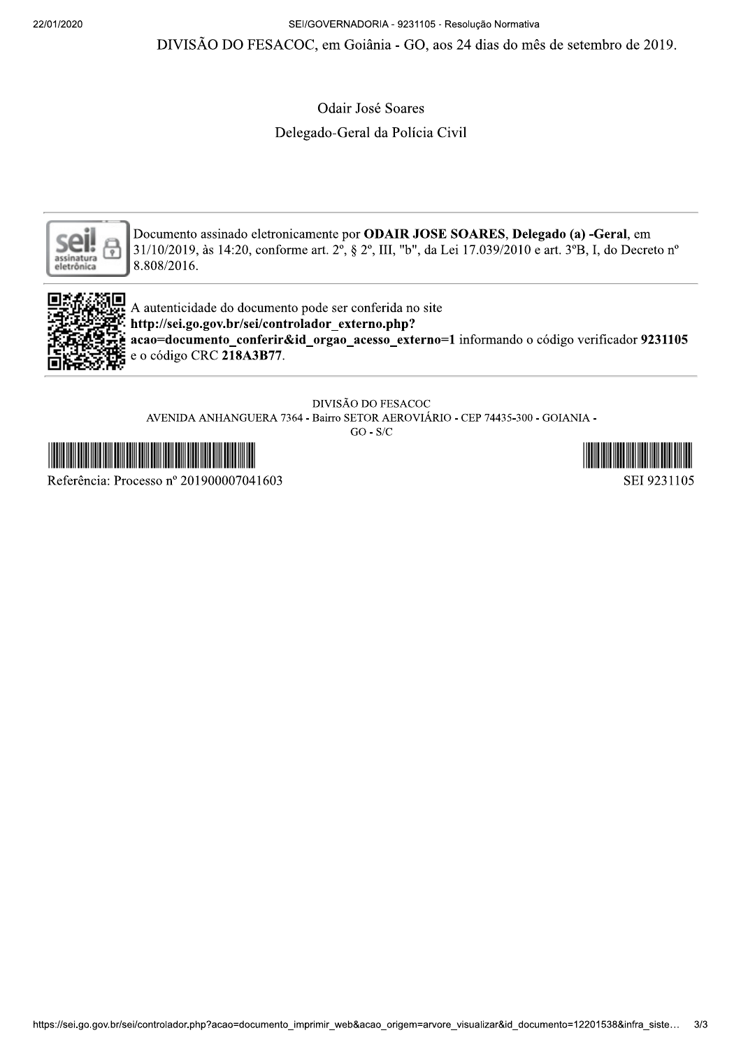DIVISÃO DO FESACOC, em Goiânia - GO, aos 24 dias do mês de setembro de 2019.

Odair José Soares

Delegado-Geral da Polícia Civil

---

Documento assinado eletronicamente por **ODAIR JOSE SOARES**, **Delegado (a) -Geral**, em 31/10/2019, às 14:20, conforme art. 2º, § 2º, III, "b", da Lei 17.039/2010 e art. 3ºB, I, do Decreto nº 8.808/2016.

---

A autenticidade do documento pode ser conferida no site **http://sei.go.gov.br/sei/controlador_externo.php?acao=documento_conferir&id_orgao_acesso_externo=1** informando o código verificador **9231105** e o código CRC **218A3B77**.

---

DIVISÃO DO FESACOC

AVENIDA ANHANGUERA 7364 - Bairro SETOR AEROVIÁRIO - CEP 74435-300 - GOIANIA - GO - S/C

Referência: Processo nº 201900007041603

SEI 9231105